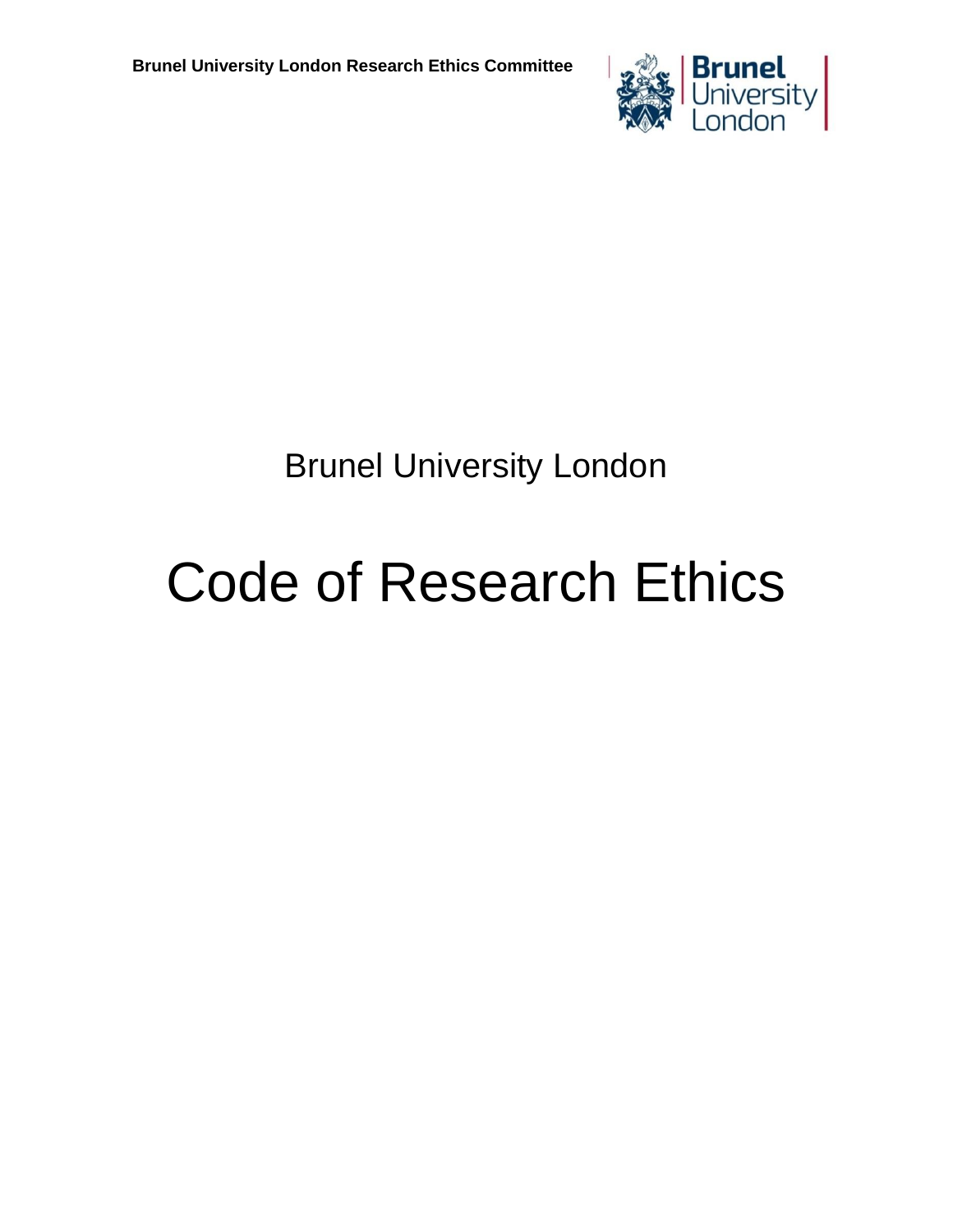Brunel University London Research Ethics Committee

Brunel University London

# Code of Research Ethics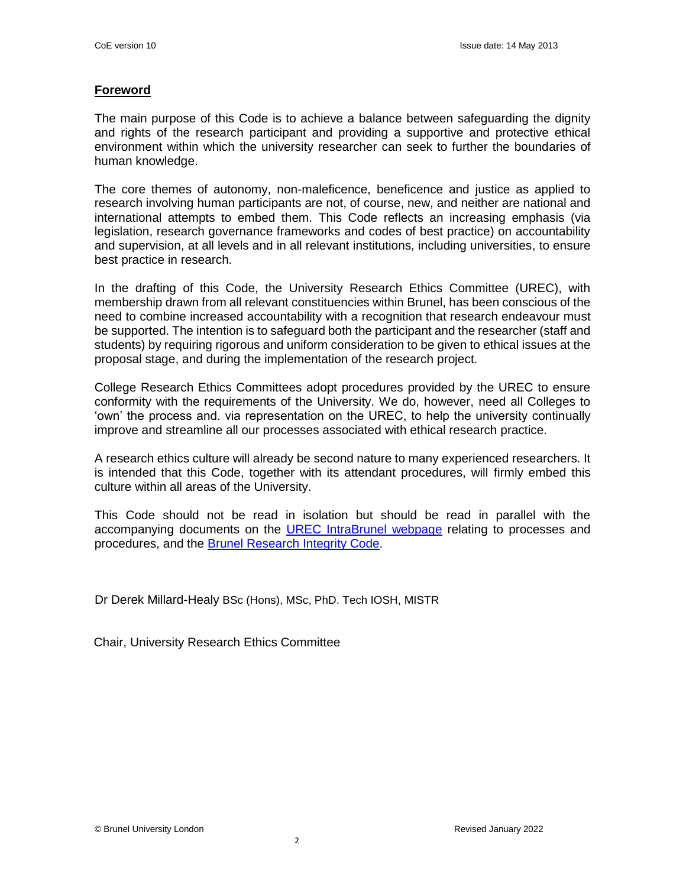## **Foreword**

The main purpose of this Code is to achieve a balance between safeguarding the dignity and rights of the research participant and providing a supportive and protective ethical environment within which the university researcher can seek to further the boundaries of human knowledge.

The core themes of autonomy, non-maleficence, beneficence and justice as applied to research involving human participants are not, of course, new, and neither are national and international attempts to embed them. This Code reflects an increasing emphasis (via legislation, research governance frameworks and codes of best practice) on accountability and supervision, at all levels and in all relevant institutions, including universities, to ensure best practice in research.

In the drafting of this Code, the University Research Ethics Committee (UREC), with membership drawn from all relevant constituencies within Brunel, has been conscious of the need to combine increased accountability with a recognition that research endeavour must be supported. The intention is to safeguard both the participant and the researcher (staff and students) by requiring rigorous and uniform consideration to be given to ethical issues at the proposal stage, and during the implementation of the research project.

College Research Ethics Committees adopt procedures provided by the UREC to ensure conformity with the requirements of the University. We do, however, need all Colleges to 'own' the process and. via representation on the UREC, to help the university continually improve and streamline all our processes associated with ethical research practice.

A research ethics culture will already be second nature to many experienced researchers. It is intended that this Code, together with its attendant procedures, will firmly embed this culture within all areas of the University.

This Code should not be read in isolation but should be read in parallel with the accompanying documents on the UREC IntraBrunel webpage relating to processes and procedures, and the Brunel Research Integrity Code.

Dr Derek Millard-Healy BSc (Hons), MSc, PhD. Tech IOSH, MISTR

Chair, University Research Ethics Committee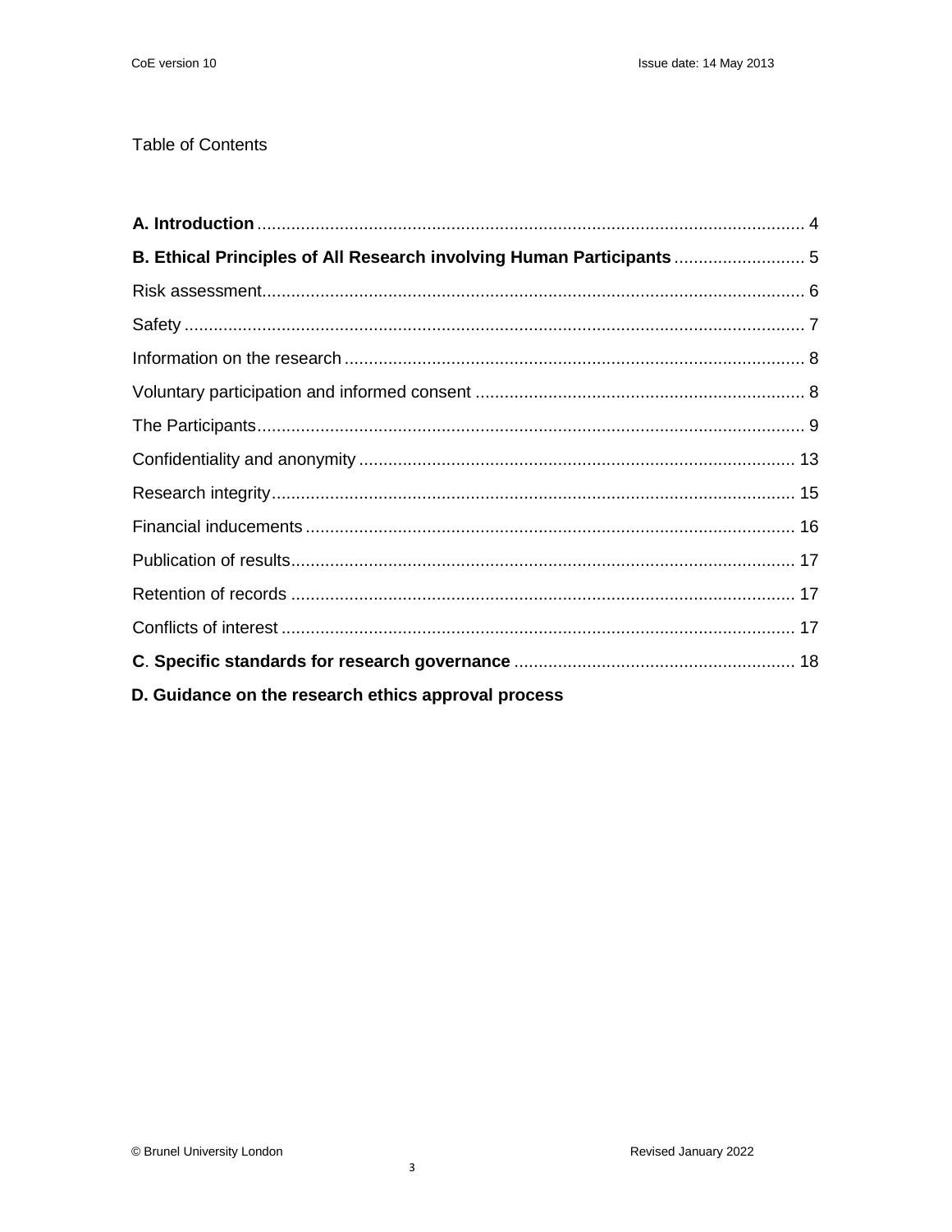Table of Contents

**A. Introduction** ........ 4

**B. Ethical Principles of All Research involving Human Participants** ........ 5

Risk assessment ........ 6

Safety ........ 7

Information on the research ........ 8

Voluntary participation and informed consent ........ 8

The Participants ........ 9

Confidentiality and anonymity ........ 13

Research integrity ........ 15

Financial inducements ........ 16

Publication of results ........ 17

Retention of records ........ 17

Conflicts of interest ........ 17

**C. Specific standards for research governance** ........ 18

**D. Guidance on the research ethics approval process**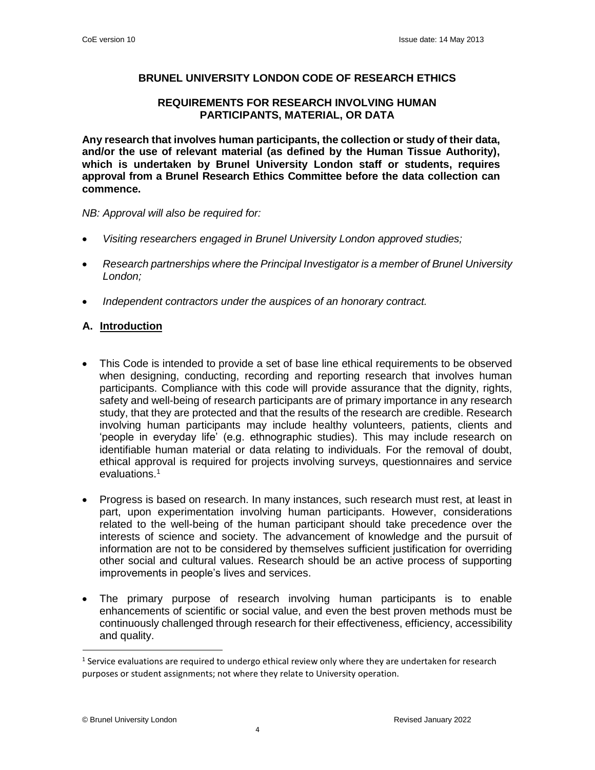# BRUNEL UNIVERSITY LONDON CODE OF RESEARCH ETHICS

## REQUIREMENTS FOR RESEARCH INVOLVING HUMAN PARTICIPANTS, MATERIAL, OR DATA

**Any research that involves human participants, the collection or study of their data, and/or the use of relevant material (as defined by the Human Tissue Authority), which is undertaken by Brunel University London staff or students, requires approval from a Brunel Research Ethics Committee before the data collection can commence.**

*NB: Approval will also be required for:*

- *Visiting researchers engaged in Brunel University London approved studies;*
- *Research partnerships where the Principal Investigator is a member of Brunel University London;*
- *Independent contractors under the auspices of an honorary contract.*

## A. Introduction

- This Code is intended to provide a set of base line ethical requirements to be observed when designing, conducting, recording and reporting research that involves human participants. Compliance with this code will provide assurance that the dignity, rights, safety and well-being of research participants are of primary importance in any research study, that they are protected and that the results of the research are credible. Research involving human participants may include healthy volunteers, patients, clients and 'people in everyday life' (e.g. ethnographic studies). This may include research on identifiable human material or data relating to individuals. For the removal of doubt, ethical approval is required for projects involving surveys, questionnaires and service evaluations.[1]
- Progress is based on research. In many instances, such research must rest, at least in part, upon experimentation involving human participants. However, considerations related to the well-being of the human participant should take precedence over the interests of science and society. The advancement of knowledge and the pursuit of information are not to be considered by themselves sufficient justification for overriding other social and cultural values. Research should be an active process of supporting improvements in people's lives and services.
- The primary purpose of research involving human participants is to enable enhancements of scientific or social value, and even the best proven methods must be continuously challenged through research for their effectiveness, efficiency, accessibility and quality.

[1] Service evaluations are required to undergo ethical review only where they are undertaken for research purposes or student assignments; not where they relate to University operation.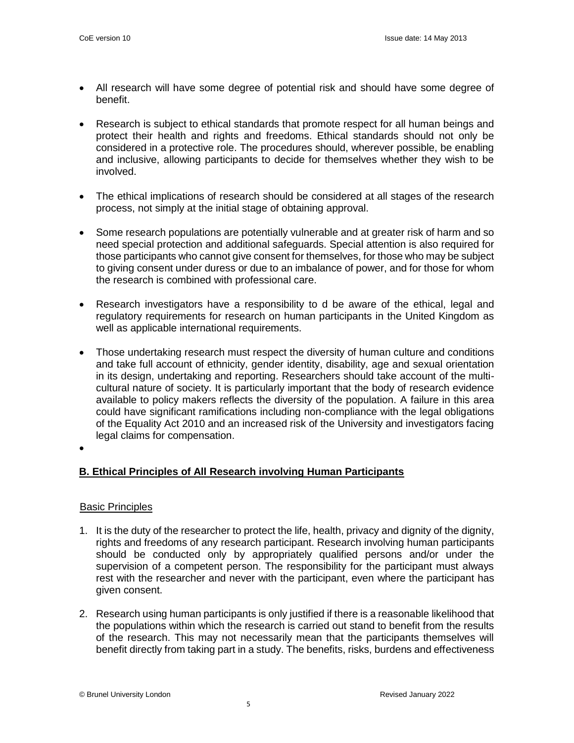- All research will have some degree of potential risk and should have some degree of benefit.
- Research is subject to ethical standards that promote respect for all human beings and protect their health and rights and freedoms. Ethical standards should not only be considered in a protective role. The procedures should, wherever possible, be enabling and inclusive, allowing participants to decide for themselves whether they wish to be involved.
- The ethical implications of research should be considered at all stages of the research process, not simply at the initial stage of obtaining approval.
- Some research populations are potentially vulnerable and at greater risk of harm and so need special protection and additional safeguards. Special attention is also required for those participants who cannot give consent for themselves, for those who may be subject to giving consent under duress or due to an imbalance of power, and for those for whom the research is combined with professional care.
- Research investigators have a responsibility to d be aware of the ethical, legal and regulatory requirements for research on human participants in the United Kingdom as well as applicable international requirements.
- Those undertaking research must respect the diversity of human culture and conditions and take full account of ethnicity, gender identity, disability, age and sexual orientation in its design, undertaking and reporting. Researchers should take account of the multi-cultural nature of society. It is particularly important that the body of research evidence available to policy makers reflects the diversity of the population. A failure in this area could have significant ramifications including non-compliance with the legal obligations of the Equality Act 2010 and an increased risk of the University and investigators facing legal claims for compensation.
-

## B. Ethical Principles of All Research involving Human Participants

### Basic Principles

1. It is the duty of the researcher to protect the life, health, privacy and dignity of the dignity, rights and freedoms of any research participant. Research involving human participants should be conducted only by appropriately qualified persons and/or under the supervision of a competent person. The responsibility for the participant must always rest with the researcher and never with the participant, even where the participant has given consent.
2. Research using human participants is only justified if there is a reasonable likelihood that the populations within which the research is carried out stand to benefit from the results of the research. This may not necessarily mean that the participants themselves will benefit directly from taking part in a study. The benefits, risks, burdens and effectiveness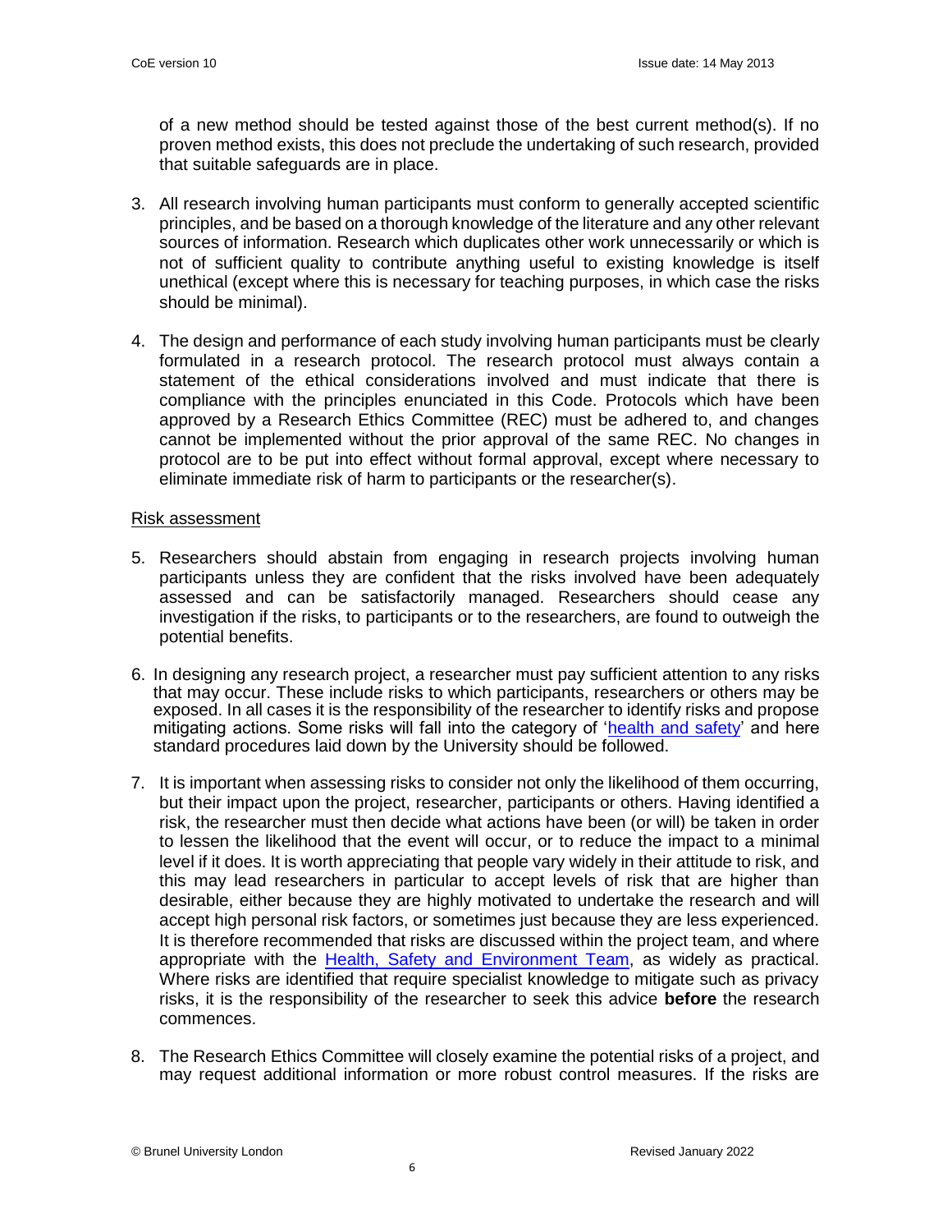of a new method should be tested against those of the best current method(s). If no proven method exists, this does not preclude the undertaking of such research, provided that suitable safeguards are in place.

3. All research involving human participants must conform to generally accepted scientific principles, and be based on a thorough knowledge of the literature and any other relevant sources of information. Research which duplicates other work unnecessarily or which is not of sufficient quality to contribute anything useful to existing knowledge is itself unethical (except where this is necessary for teaching purposes, in which case the risks should be minimal).

4. The design and performance of each study involving human participants must be clearly formulated in a research protocol. The research protocol must always contain a statement of the ethical considerations involved and must indicate that there is compliance with the principles enunciated in this Code. Protocols which have been approved by a Research Ethics Committee (REC) must be adhered to, and changes cannot be implemented without the prior approval of the same REC. No changes in protocol are to be put into effect without formal approval, except where necessary to eliminate immediate risk of harm to participants or the researcher(s).

Risk assessment

5. Researchers should abstain from engaging in research projects involving human participants unless they are confident that the risks involved have been adequately assessed and can be satisfactorily managed. Researchers should cease any investigation if the risks, to participants or to the researchers, are found to outweigh the potential benefits.

6. In designing any research project, a researcher must pay sufficient attention to any risks that may occur. These include risks to which participants, researchers or others may be exposed. In all cases it is the responsibility of the researcher to identify risks and propose mitigating actions. Some risks will fall into the category of 'health and safety' and here standard procedures laid down by the University should be followed.

7. It is important when assessing risks to consider not only the likelihood of them occurring, but their impact upon the project, researcher, participants or others. Having identified a risk, the researcher must then decide what actions have been (or will) be taken in order to lessen the likelihood that the event will occur, or to reduce the impact to a minimal level if it does. It is worth appreciating that people vary widely in their attitude to risk, and this may lead researchers in particular to accept levels of risk that are higher than desirable, either because they are highly motivated to undertake the research and will accept high personal risk factors, or sometimes just because they are less experienced. It is therefore recommended that risks are discussed within the project team, and where appropriate with the Health, Safety and Environment Team, as widely as practical. Where risks are identified that require specialist knowledge to mitigate such as privacy risks, it is the responsibility of the researcher to seek this advice **before** the research commences.

8. The Research Ethics Committee will closely examine the potential risks of a project, and may request additional information or more robust control measures. If the risks are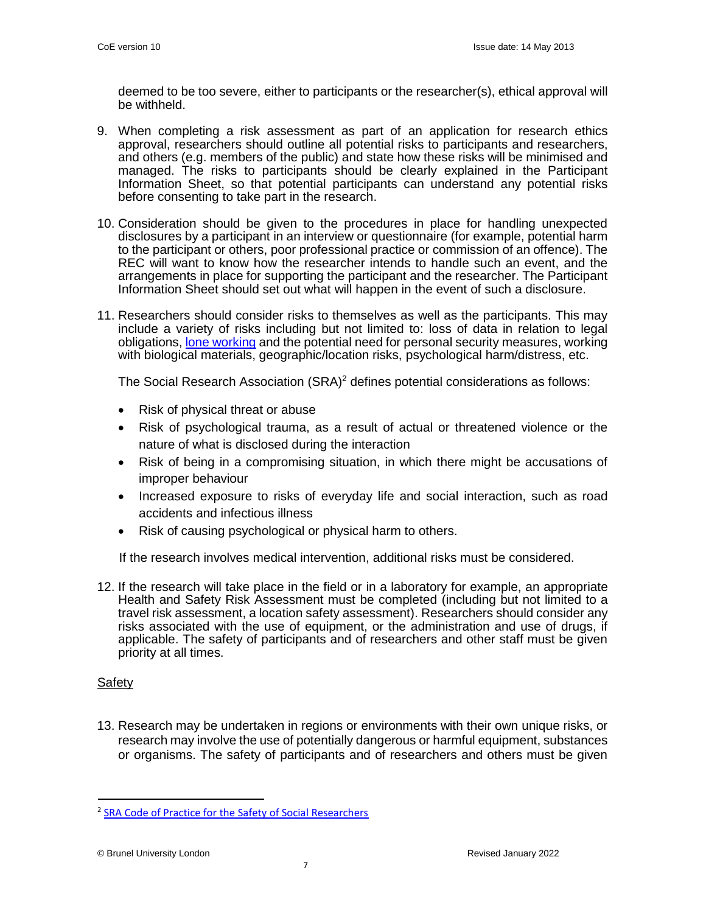deemed to be too severe, either to participants or the researcher(s), ethical approval will be withheld.

9. When completing a risk assessment as part of an application for research ethics approval, researchers should outline all potential risks to participants and researchers, and others (e.g. members of the public) and state how these risks will be minimised and managed. The risks to participants should be clearly explained in the Participant Information Sheet, so that potential participants can understand any potential risks before consenting to take part in the research.

10. Consideration should be given to the procedures in place for handling unexpected disclosures by a participant in an interview or questionnaire (for example, potential harm to the participant or others, poor professional practice or commission of an offence). The REC will want to know how the researcher intends to handle such an event, and the arrangements in place for supporting the participant and the researcher. The Participant Information Sheet should set out what will happen in the event of such a disclosure.

11. Researchers should consider risks to themselves as well as the participants. This may include a variety of risks including but not limited to: loss of data in relation to legal obligations, lone working and the potential need for personal security measures, working with biological materials, geographic/location risks, psychological harm/distress, etc.

    The Social Research Association (SRA)[2] defines potential considerations as follows:

    - Risk of physical threat or abuse
    - Risk of psychological trauma, as a result of actual or threatened violence or the nature of what is disclosed during the interaction
    - Risk of being in a compromising situation, in which there might be accusations of improper behaviour
    - Increased exposure to risks of everyday life and social interaction, such as road accidents and infectious illness
    - Risk of causing psychological or physical harm to others.

    If the research involves medical intervention, additional risks must be considered.

12. If the research will take place in the field or in a laboratory for example, an appropriate Health and Safety Risk Assessment must be completed (including but not limited to a travel risk assessment, a location safety assessment). Researchers should consider any risks associated with the use of equipment, or the administration and use of drugs, if applicable. The safety of participants and of researchers and other staff must be given priority at all times.

<u>Safety</u>

13. Research may be undertaken in regions or environments with their own unique risks, or research may involve the use of potentially dangerous or harmful equipment, substances or organisms. The safety of participants and of researchers and others must be given

[2] SRA Code of Practice for the Safety of Social Researchers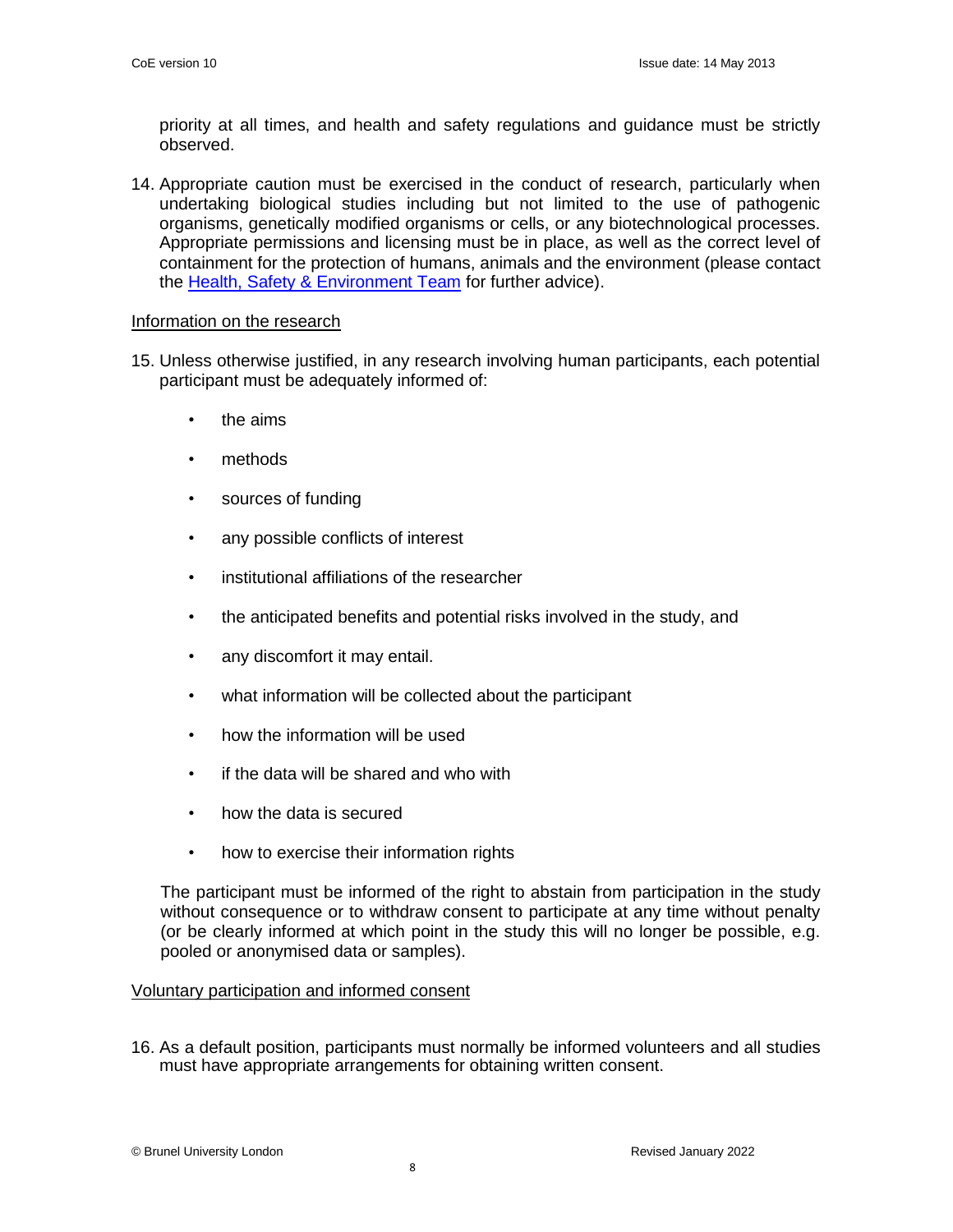priority at all times, and health and safety regulations and guidance must be strictly observed.

14. Appropriate caution must be exercised in the conduct of research, particularly when undertaking biological studies including but not limited to the use of pathogenic organisms, genetically modified organisms or cells, or any biotechnological processes. Appropriate permissions and licensing must be in place, as well as the correct level of containment for the protection of humans, animals and the environment (please contact the Health, Safety & Environment Team for further advice).

<u>Information on the research</u>

15. Unless otherwise justified, in any research involving human participants, each potential participant must be adequately informed of:

    - the aims
    - methods
    - sources of funding
    - any possible conflicts of interest
    - institutional affiliations of the researcher
    - the anticipated benefits and potential risks involved in the study, and
    - any discomfort it may entail.
    - what information will be collected about the participant
    - how the information will be used
    - if the data will be shared and who with
    - how the data is secured
    - how to exercise their information rights

    The participant must be informed of the right to abstain from participation in the study without consequence or to withdraw consent to participate at any time without penalty (or be clearly informed at which point in the study this will no longer be possible, e.g. pooled or anonymised data or samples).

<u>Voluntary participation and informed consent</u>

16. As a default position, participants must normally be informed volunteers and all studies must have appropriate arrangements for obtaining written consent.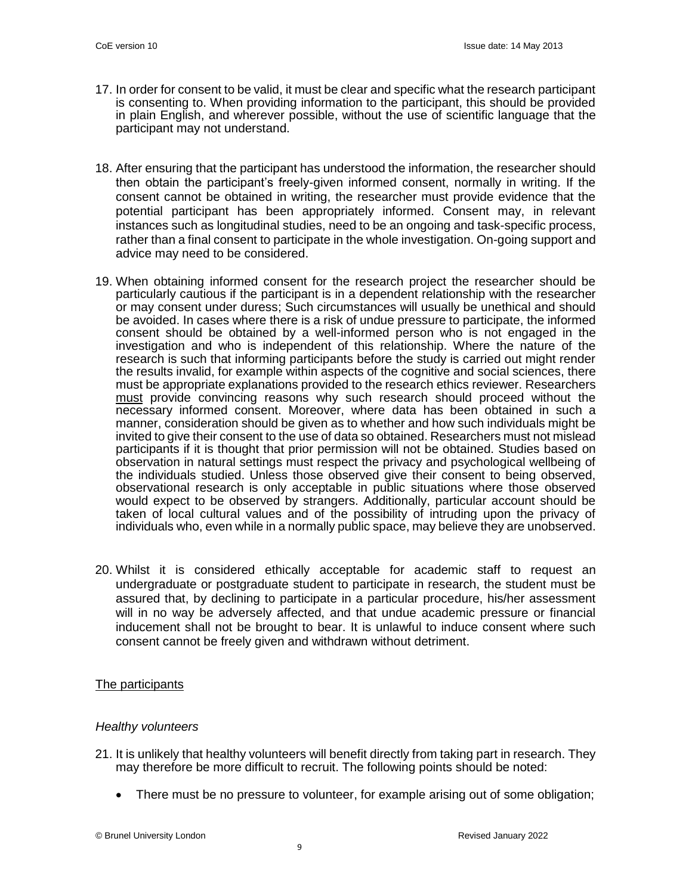17. In order for consent to be valid, it must be clear and specific what the research participant is consenting to. When providing information to the participant, this should be provided in plain English, and wherever possible, without the use of scientific language that the participant may not understand.

18. After ensuring that the participant has understood the information, the researcher should then obtain the participant's freely-given informed consent, normally in writing. If the consent cannot be obtained in writing, the researcher must provide evidence that the potential participant has been appropriately informed. Consent may, in relevant instances such as longitudinal studies, need to be an ongoing and task-specific process, rather than a final consent to participate in the whole investigation. On-going support and advice may need to be considered.

19. When obtaining informed consent for the research project the researcher should be particularly cautious if the participant is in a dependent relationship with the researcher or may consent under duress; Such circumstances will usually be unethical and should be avoided. In cases where there is a risk of undue pressure to participate, the informed consent should be obtained by a well-informed person who is not engaged in the investigation and who is independent of this relationship. Where the nature of the research is such that informing participants before the study is carried out might render the results invalid, for example within aspects of the cognitive and social sciences, there must be appropriate explanations provided to the research ethics reviewer. Researchers <u>must</u> provide convincing reasons why such research should proceed without the necessary informed consent. Moreover, where data has been obtained in such a manner, consideration should be given as to whether and how such individuals might be invited to give their consent to the use of data so obtained. Researchers must not mislead participants if it is thought that prior permission will not be obtained. Studies based on observation in natural settings must respect the privacy and psychological wellbeing of the individuals studied. Unless those observed give their consent to being observed, observational research is only acceptable in public situations where those observed would expect to be observed by strangers. Additionally, particular account should be taken of local cultural values and of the possibility of intruding upon the privacy of individuals who, even while in a normally public space, may believe they are unobserved.

20. Whilst it is considered ethically acceptable for academic staff to request an undergraduate or postgraduate student to participate in research, the student must be assured that, by declining to participate in a particular procedure, his/her assessment will in no way be adversely affected, and that undue academic pressure or financial inducement shall not be brought to bear. It is unlawful to induce consent where such consent cannot be freely given and withdrawn without detriment.

## The participants

### *Healthy volunteers*

21. It is unlikely that healthy volunteers will benefit directly from taking part in research. They may therefore be more difficult to recruit. The following points should be noted:

    - There must be no pressure to volunteer, for example arising out of some obligation;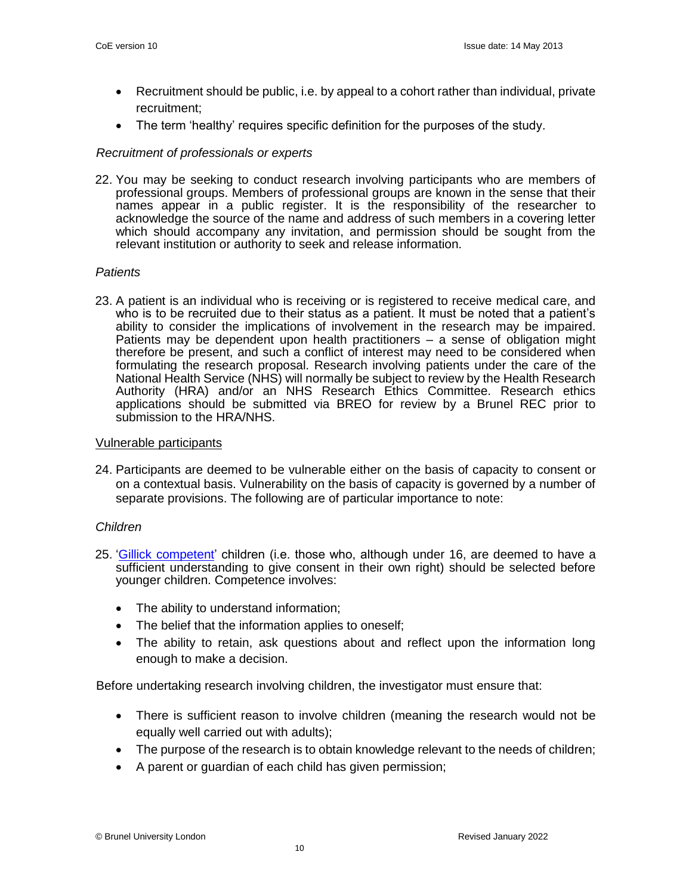- Recruitment should be public, i.e. by appeal to a cohort rather than individual, private recruitment;
- The term 'healthy' requires specific definition for the purposes of the study.

*Recruitment of professionals or experts*

22. You may be seeking to conduct research involving participants who are members of professional groups. Members of professional groups are known in the sense that their names appear in a public register. It is the responsibility of the researcher to acknowledge the source of the name and address of such members in a covering letter which should accompany any invitation, and permission should be sought from the relevant institution or authority to seek and release information.

*Patients*

23. A patient is an individual who is receiving or is registered to receive medical care, and who is to be recruited due to their status as a patient. It must be noted that a patient's ability to consider the implications of involvement in the research may be impaired. Patients may be dependent upon health practitioners – a sense of obligation might therefore be present, and such a conflict of interest may need to be considered when formulating the research proposal. Research involving patients under the care of the National Health Service (NHS) will normally be subject to review by the Health Research Authority (HRA) and/or an NHS Research Ethics Committee. Research ethics applications should be submitted via BREO for review by a Brunel REC prior to submission to the HRA/NHS.

## Vulnerable participants

24. Participants are deemed to be vulnerable either on the basis of capacity to consent or on a contextual basis. Vulnerability on the basis of capacity is governed by a number of separate provisions. The following are of particular importance to note:

*Children*

25. 'Gillick competent' children (i.e. those who, although under 16, are deemed to have a sufficient understanding to give consent in their own right) should be selected before younger children. Competence involves:

- The ability to understand information;
- The belief that the information applies to oneself;
- The ability to retain, ask questions about and reflect upon the information long enough to make a decision.

Before undertaking research involving children, the investigator must ensure that:

- There is sufficient reason to involve children (meaning the research would not be equally well carried out with adults);
- The purpose of the research is to obtain knowledge relevant to the needs of children;
- A parent or guardian of each child has given permission;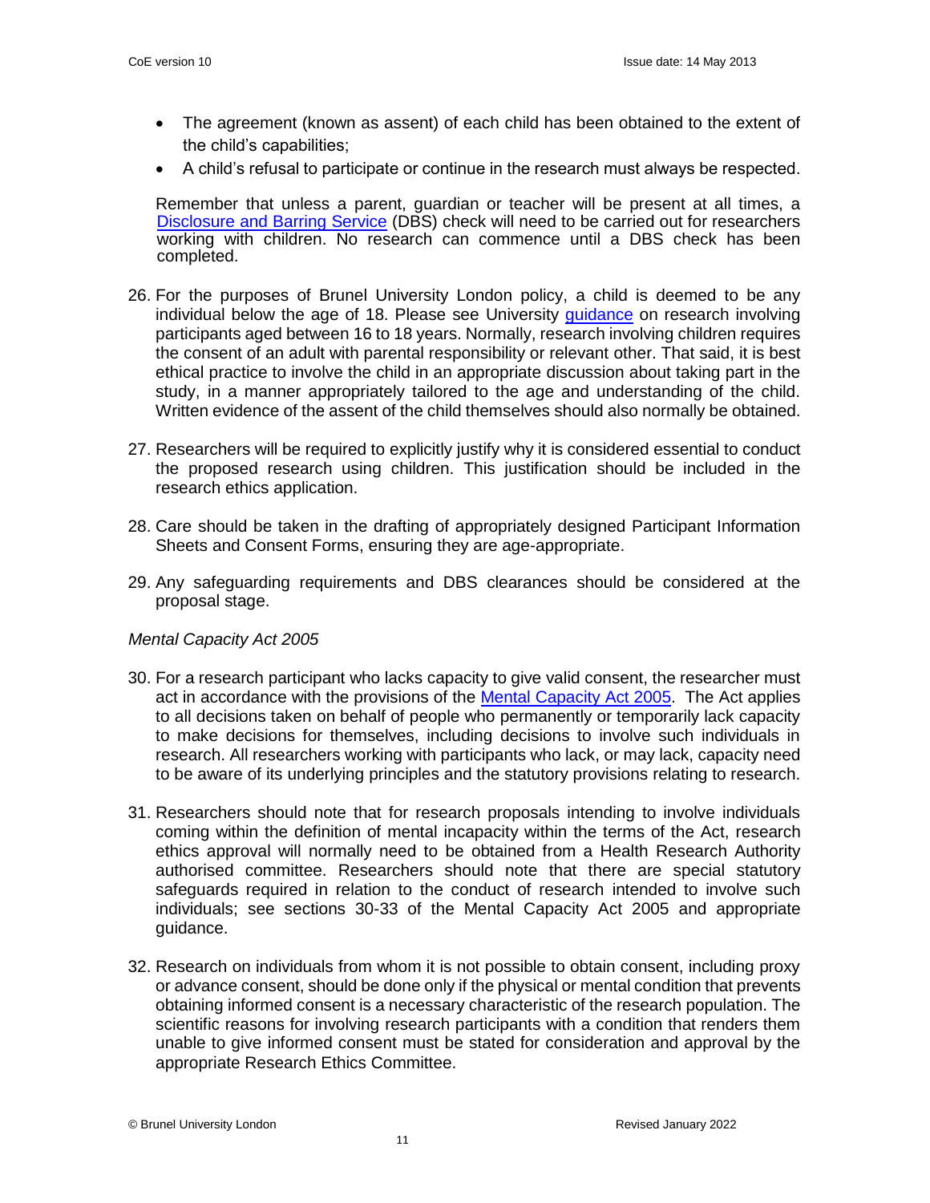- The agreement (known as assent) of each child has been obtained to the extent of the child's capabilities;
- A child's refusal to participate or continue in the research must always be respected.

Remember that unless a parent, guardian or teacher will be present at all times, a Disclosure and Barring Service (DBS) check will need to be carried out for researchers working with children. No research can commence until a DBS check has been completed.

26. For the purposes of Brunel University London policy, a child is deemed to be any individual below the age of 18. Please see University guidance on research involving participants aged between 16 to 18 years. Normally, research involving children requires the consent of an adult with parental responsibility or relevant other. That said, it is best ethical practice to involve the child in an appropriate discussion about taking part in the study, in a manner appropriately tailored to the age and understanding of the child. Written evidence of the assent of the child themselves should also normally be obtained.

27. Researchers will be required to explicitly justify why it is considered essential to conduct the proposed research using children. This justification should be included in the research ethics application.

28. Care should be taken in the drafting of appropriately designed Participant Information Sheets and Consent Forms, ensuring they are age-appropriate.

29. Any safeguarding requirements and DBS clearances should be considered at the proposal stage.

*Mental Capacity Act 2005*

30. For a research participant who lacks capacity to give valid consent, the researcher must act in accordance with the provisions of the Mental Capacity Act 2005. The Act applies to all decisions taken on behalf of people who permanently or temporarily lack capacity to make decisions for themselves, including decisions to involve such individuals in research. All researchers working with participants who lack, or may lack, capacity need to be aware of its underlying principles and the statutory provisions relating to research.

31. Researchers should note that for research proposals intending to involve individuals coming within the definition of mental incapacity within the terms of the Act, research ethics approval will normally need to be obtained from a Health Research Authority authorised committee. Researchers should note that there are special statutory safeguards required in relation to the conduct of research intended to involve such individuals; see sections 30-33 of the Mental Capacity Act 2005 and appropriate guidance.

32. Research on individuals from whom it is not possible to obtain consent, including proxy or advance consent, should be done only if the physical or mental condition that prevents obtaining informed consent is a necessary characteristic of the research population. The scientific reasons for involving research participants with a condition that renders them unable to give informed consent must be stated for consideration and approval by the appropriate Research Ethics Committee.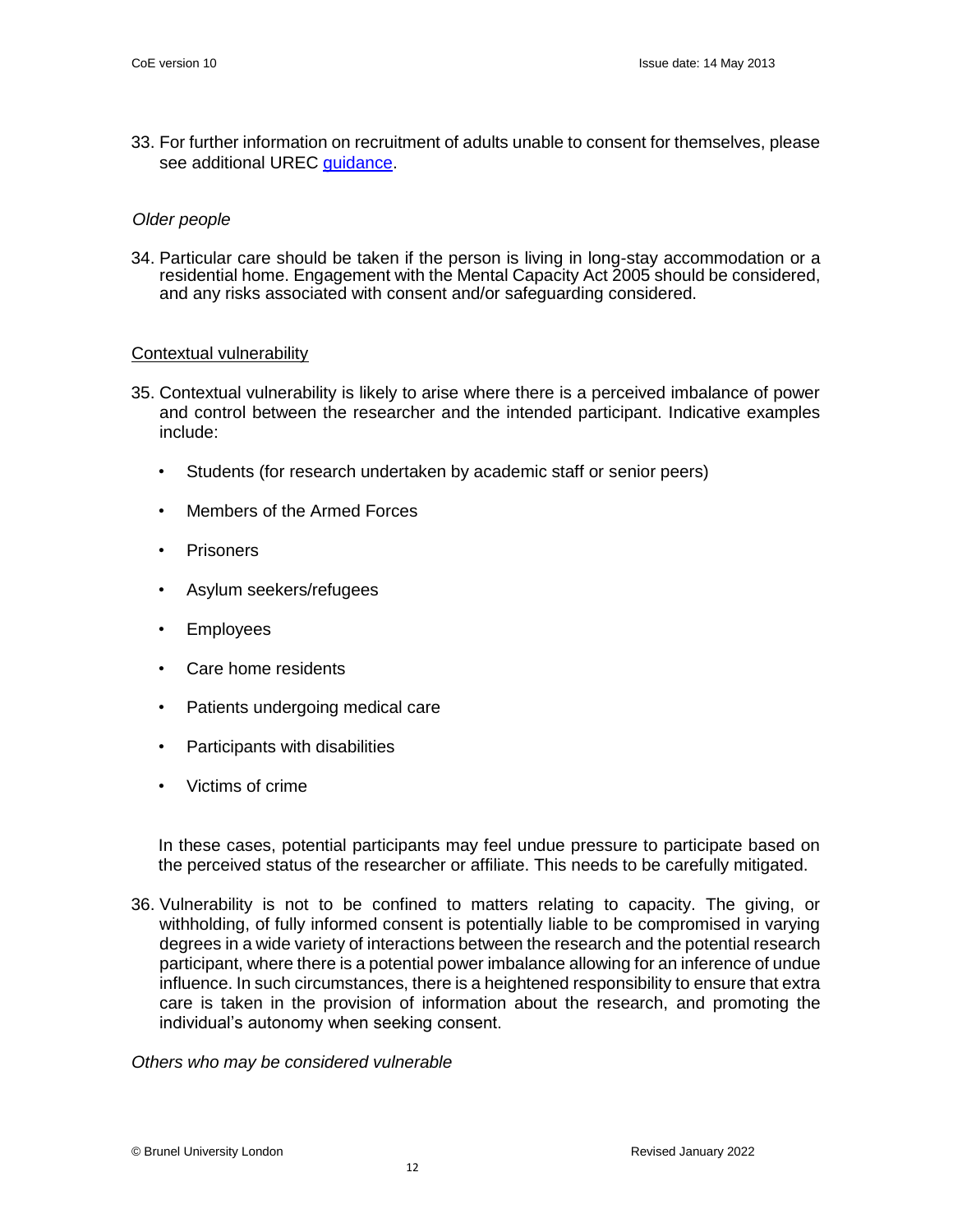33. For further information on recruitment of adults unable to consent for themselves, please see additional UREC guidance.

*Older people*

34. Particular care should be taken if the person is living in long-stay accommodation or a residential home. Engagement with the Mental Capacity Act 2005 should be considered, and any risks associated with consent and/or safeguarding considered.

<u>Contextual vulnerability</u>

35. Contextual vulnerability is likely to arise where there is a perceived imbalance of power and control between the researcher and the intended participant. Indicative examples include:

    - Students (for research undertaken by academic staff or senior peers)
    - Members of the Armed Forces
    - Prisoners
    - Asylum seekers/refugees
    - Employees
    - Care home residents
    - Patients undergoing medical care
    - Participants with disabilities
    - Victims of crime

    In these cases, potential participants may feel undue pressure to participate based on the perceived status of the researcher or affiliate. This needs to be carefully mitigated.

36. Vulnerability is not to be confined to matters relating to capacity. The giving, or withholding, of fully informed consent is potentially liable to be compromised in varying degrees in a wide variety of interactions between the research and the potential research participant, where there is a potential power imbalance allowing for an inference of undue influence. In such circumstances, there is a heightened responsibility to ensure that extra care is taken in the provision of information about the research, and promoting the individual's autonomy when seeking consent.

*Others who may be considered vulnerable*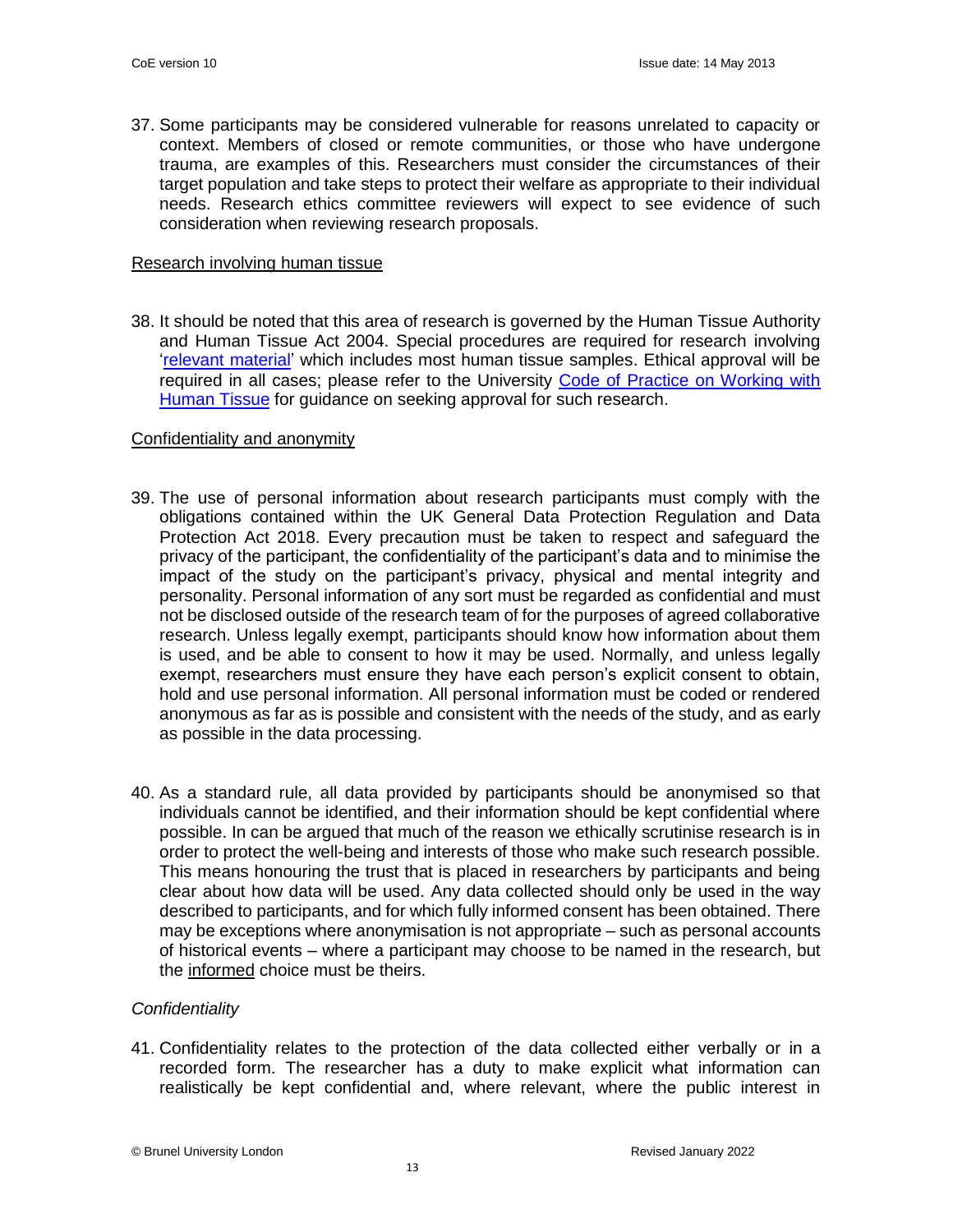37. Some participants may be considered vulnerable for reasons unrelated to capacity or context. Members of closed or remote communities, or those who have undergone trauma, are examples of this. Researchers must consider the circumstances of their target population and take steps to protect their welfare as appropriate to their individual needs. Research ethics committee reviewers will expect to see evidence of such consideration when reviewing research proposals.

Research involving human tissue

38. It should be noted that this area of research is governed by the Human Tissue Authority and Human Tissue Act 2004. Special procedures are required for research involving 'relevant material' which includes most human tissue samples. Ethical approval will be required in all cases; please refer to the University Code of Practice on Working with Human Tissue for guidance on seeking approval for such research.

Confidentiality and anonymity

39. The use of personal information about research participants must comply with the obligations contained within the UK General Data Protection Regulation and Data Protection Act 2018. Every precaution must be taken to respect and safeguard the privacy of the participant, the confidentiality of the participant's data and to minimise the impact of the study on the participant's privacy, physical and mental integrity and personality. Personal information of any sort must be regarded as confidential and must not be disclosed outside of the research team of for the purposes of agreed collaborative research. Unless legally exempt, participants should know how information about them is used, and be able to consent to how it may be used. Normally, and unless legally exempt, researchers must ensure they have each person's explicit consent to obtain, hold and use personal information. All personal information must be coded or rendered anonymous as far as is possible and consistent with the needs of the study, and as early as possible in the data processing.

40. As a standard rule, all data provided by participants should be anonymised so that individuals cannot be identified, and their information should be kept confidential where possible. In can be argued that much of the reason we ethically scrutinise research is in order to protect the well-being and interests of those who make such research possible. This means honouring the trust that is placed in researchers by participants and being clear about how data will be used. Any data collected should only be used in the way described to participants, and for which fully informed consent has been obtained. There may be exceptions where anonymisation is not appropriate – such as personal accounts of historical events – where a participant may choose to be named in the research, but the informed choice must be theirs.

*Confidentiality*

41. Confidentiality relates to the protection of the data collected either verbally or in a recorded form. The researcher has a duty to make explicit what information can realistically be kept confidential and, where relevant, where the public interest in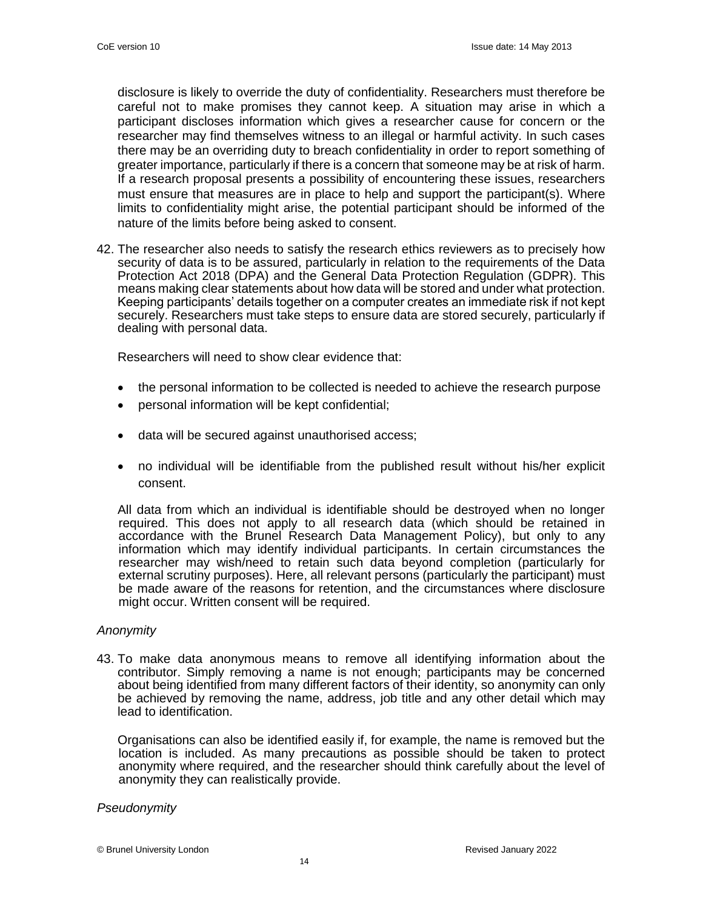disclosure is likely to override the duty of confidentiality. Researchers must therefore be careful not to make promises they cannot keep. A situation may arise in which a participant discloses information which gives a researcher cause for concern or the researcher may find themselves witness to an illegal or harmful activity. In such cases there may be an overriding duty to breach confidentiality in order to report something of greater importance, particularly if there is a concern that someone may be at risk of harm. If a research proposal presents a possibility of encountering these issues, researchers must ensure that measures are in place to help and support the participant(s). Where limits to confidentiality might arise, the potential participant should be informed of the nature of the limits before being asked to consent.

42. The researcher also needs to satisfy the research ethics reviewers as to precisely how security of data is to be assured, particularly in relation to the requirements of the Data Protection Act 2018 (DPA) and the General Data Protection Regulation (GDPR). This means making clear statements about how data will be stored and under what protection. Keeping participants' details together on a computer creates an immediate risk if not kept securely. Researchers must take steps to ensure data are stored securely, particularly if dealing with personal data.

    Researchers will need to show clear evidence that:

    - the personal information to be collected is needed to achieve the research purpose
    - personal information will be kept confidential;
    - data will be secured against unauthorised access;
    - no individual will be identifiable from the published result without his/her explicit consent.

    All data from which an individual is identifiable should be destroyed when no longer required. This does not apply to all research data (which should be retained in accordance with the Brunel Research Data Management Policy), but only to any information which may identify individual participants. In certain circumstances the researcher may wish/need to retain such data beyond completion (particularly for external scrutiny purposes). Here, all relevant persons (particularly the participant) must be made aware of the reasons for retention, and the circumstances where disclosure might occur. Written consent will be required.

*Anonymity*

43. To make data anonymous means to remove all identifying information about the contributor. Simply removing a name is not enough; participants may be concerned about being identified from many different factors of their identity, so anonymity can only be achieved by removing the name, address, job title and any other detail which may lead to identification.

    Organisations can also be identified easily if, for example, the name is removed but the location is included. As many precautions as possible should be taken to protect anonymity where required, and the researcher should think carefully about the level of anonymity they can realistically provide.

*Pseudonymity*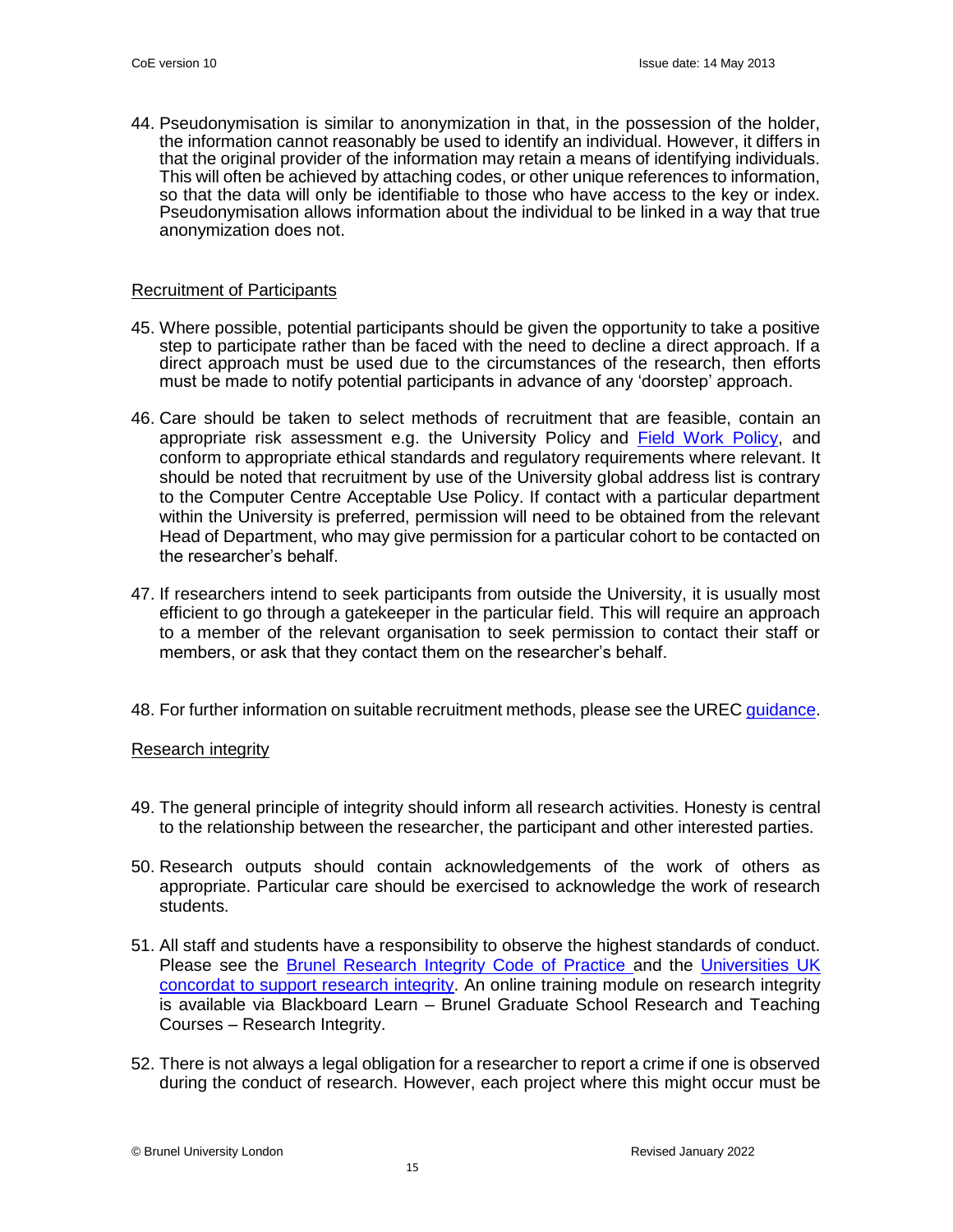44. Pseudonymisation is similar to anonymization in that, in the possession of the holder, the information cannot reasonably be used to identify an individual. However, it differs in that the original provider of the information may retain a means of identifying individuals. This will often be achieved by attaching codes, or other unique references to information, so that the data will only be identifiable to those who have access to the key or index. Pseudonymisation allows information about the individual to be linked in a way that true anonymization does not.

## Recruitment of Participants

45. Where possible, potential participants should be given the opportunity to take a positive step to participate rather than be faced with the need to decline a direct approach. If a direct approach must be used due to the circumstances of the research, then efforts must be made to notify potential participants in advance of any 'doorstep' approach.

46. Care should be taken to select methods of recruitment that are feasible, contain an appropriate risk assessment e.g. the University Policy and Field Work Policy, and conform to appropriate ethical standards and regulatory requirements where relevant. It should be noted that recruitment by use of the University global address list is contrary to the Computer Centre Acceptable Use Policy. If contact with a particular department within the University is preferred, permission will need to be obtained from the relevant Head of Department, who may give permission for a particular cohort to be contacted on the researcher's behalf.

47. If researchers intend to seek participants from outside the University, it is usually most efficient to go through a gatekeeper in the particular field. This will require an approach to a member of the relevant organisation to seek permission to contact their staff or members, or ask that they contact them on the researcher's behalf.

48. For further information on suitable recruitment methods, please see the UREC guidance.

## Research integrity

49. The general principle of integrity should inform all research activities. Honesty is central to the relationship between the researcher, the participant and other interested parties.

50. Research outputs should contain acknowledgements of the work of others as appropriate. Particular care should be exercised to acknowledge the work of research students.

51. All staff and students have a responsibility to observe the highest standards of conduct. Please see the Brunel Research Integrity Code of Practice and the Universities UK concordat to support research integrity. An online training module on research integrity is available via Blackboard Learn – Brunel Graduate School Research and Teaching Courses – Research Integrity.

52. There is not always a legal obligation for a researcher to report a crime if one is observed during the conduct of research. However, each project where this might occur must be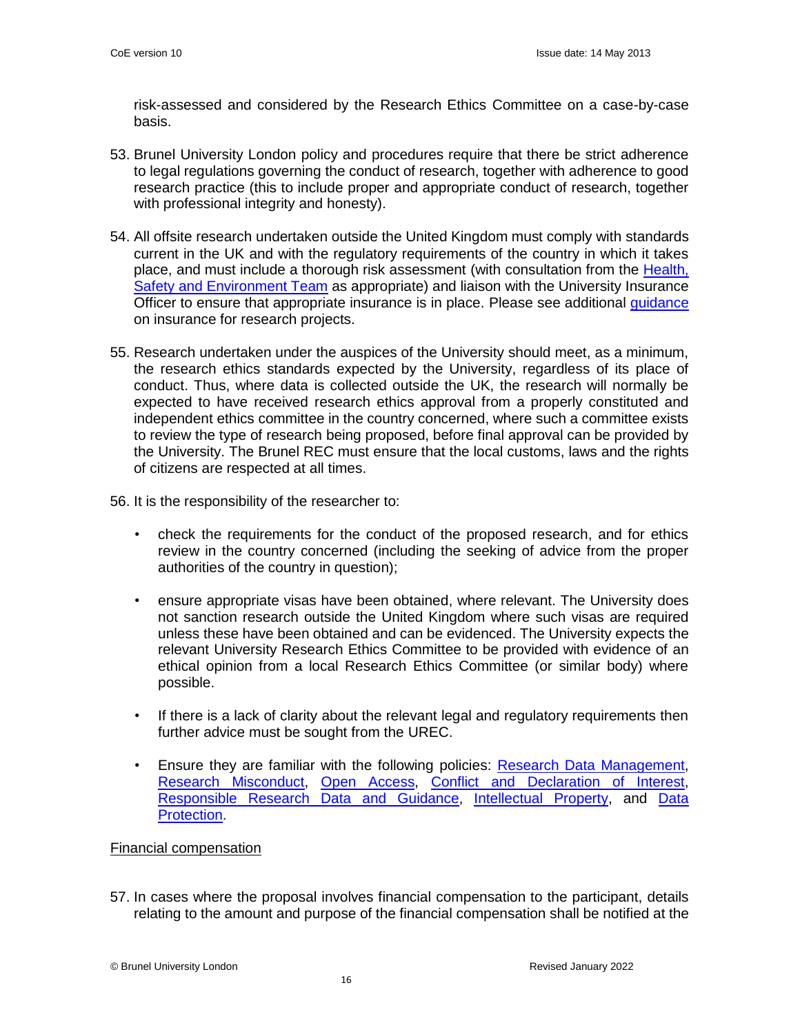risk-assessed and considered by the Research Ethics Committee on a case-by-case basis.

53. Brunel University London policy and procedures require that there be strict adherence to legal regulations governing the conduct of research, together with adherence to good research practice (this to include proper and appropriate conduct of research, together with professional integrity and honesty).

54. All offsite research undertaken outside the United Kingdom must comply with standards current in the UK and with the regulatory requirements of the country in which it takes place, and must include a thorough risk assessment (with consultation from the Health, Safety and Environment Team as appropriate) and liaison with the University Insurance Officer to ensure that appropriate insurance is in place. Please see additional guidance on insurance for research projects.

55. Research undertaken under the auspices of the University should meet, as a minimum, the research ethics standards expected by the University, regardless of its place of conduct. Thus, where data is collected outside the UK, the research will normally be expected to have received research ethics approval from a properly constituted and independent ethics committee in the country concerned, where such a committee exists to review the type of research being proposed, before final approval can be provided by the University. The Brunel REC must ensure that the local customs, laws and the rights of citizens are respected at all times.

56. It is the responsibility of the researcher to:

    - check the requirements for the conduct of the proposed research, and for ethics review in the country concerned (including the seeking of advice from the proper authorities of the country in question);

    - ensure appropriate visas have been obtained, where relevant. The University does not sanction research outside the United Kingdom where such visas are required unless these have been obtained and can be evidenced. The University expects the relevant University Research Ethics Committee to be provided with evidence of an ethical opinion from a local Research Ethics Committee (or similar body) where possible.

    - If there is a lack of clarity about the relevant legal and regulatory requirements then further advice must be sought from the UREC.

    - Ensure they are familiar with the following policies: Research Data Management, Research Misconduct, Open Access, Conflict and Declaration of Interest, Responsible Research Data and Guidance, Intellectual Property, and Data Protection.

Financial compensation

57. In cases where the proposal involves financial compensation to the participant, details relating to the amount and purpose of the financial compensation shall be notified at the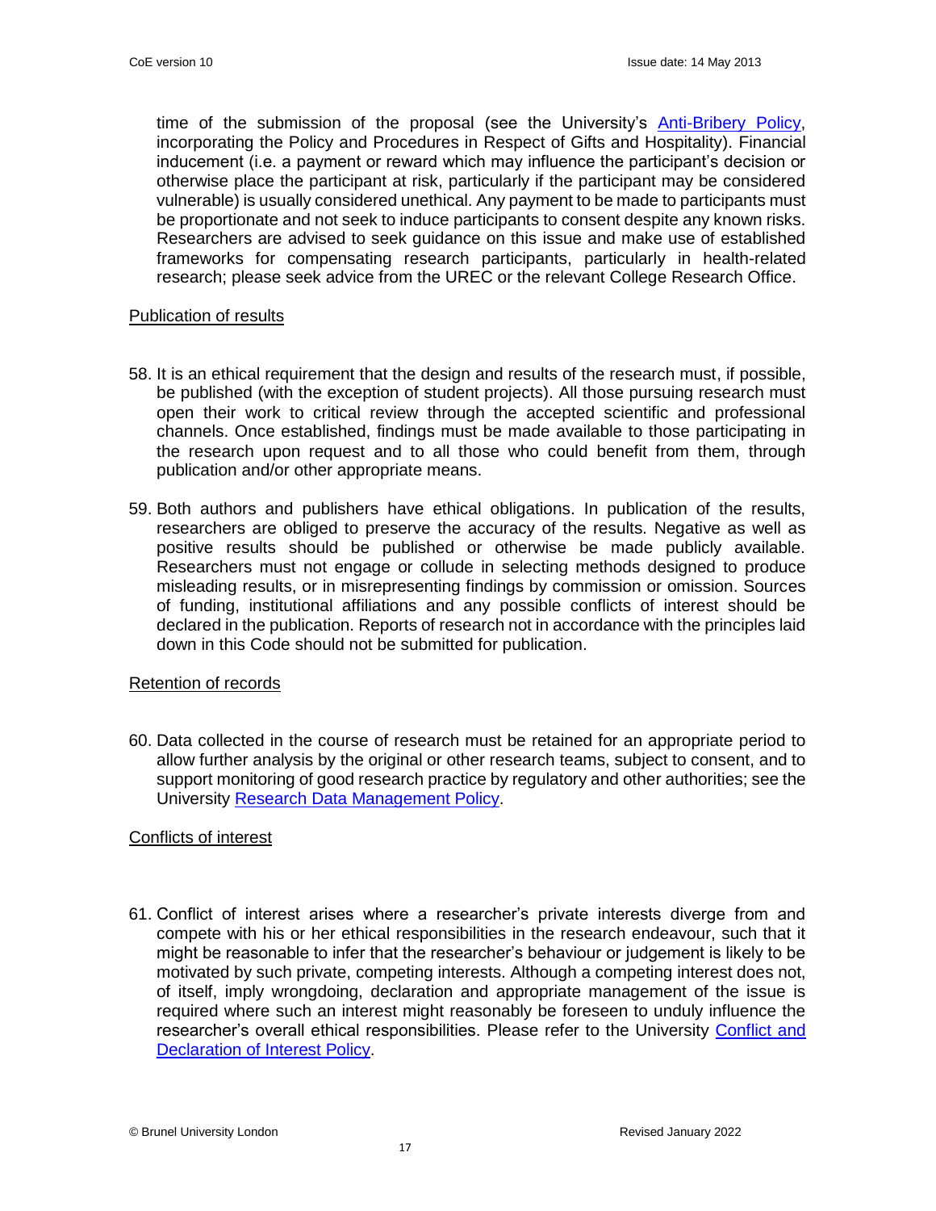time of the submission of the proposal (see the University's [Anti-Bribery Policy](), incorporating the Policy and Procedures in Respect of Gifts and Hospitality). Financial inducement (i.e. a payment or reward which may influence the participant's decision or otherwise place the participant at risk, particularly if the participant may be considered vulnerable) is usually considered unethical. Any payment to be made to participants must be proportionate and not seek to induce participants to consent despite any known risks. Researchers are advised to seek guidance on this issue and make use of established frameworks for compensating research participants, particularly in health-related research; please seek advice from the UREC or the relevant College Research Office.

<u>Publication of results</u>

58. It is an ethical requirement that the design and results of the research must, if possible, be published (with the exception of student projects). All those pursuing research must open their work to critical review through the accepted scientific and professional channels. Once established, findings must be made available to those participating in the research upon request and to all those who could benefit from them, through publication and/or other appropriate means.

59. Both authors and publishers have ethical obligations. In publication of the results, researchers are obliged to preserve the accuracy of the results. Negative as well as positive results should be published or otherwise be made publicly available. Researchers must not engage or collude in selecting methods designed to produce misleading results, or in misrepresenting findings by commission or omission. Sources of funding, institutional affiliations and any possible conflicts of interest should be declared in the publication. Reports of research not in accordance with the principles laid down in this Code should not be submitted for publication.

<u>Retention of records</u>

60. Data collected in the course of research must be retained for an appropriate period to allow further analysis by the original or other research teams, subject to consent, and to support monitoring of good research practice by regulatory and other authorities; see the University [Research Data Management Policy]().

<u>Conflicts of interest</u>

61. Conflict of interest arises where a researcher's private interests diverge from and compete with his or her ethical responsibilities in the research endeavour, such that it might be reasonable to infer that the researcher's behaviour or judgement is likely to be motivated by such private, competing interests. Although a competing interest does not, of itself, imply wrongdoing, declaration and appropriate management of the issue is required where such an interest might reasonably be foreseen to unduly influence the researcher's overall ethical responsibilities. Please refer to the University [Conflict and Declaration of Interest Policy]().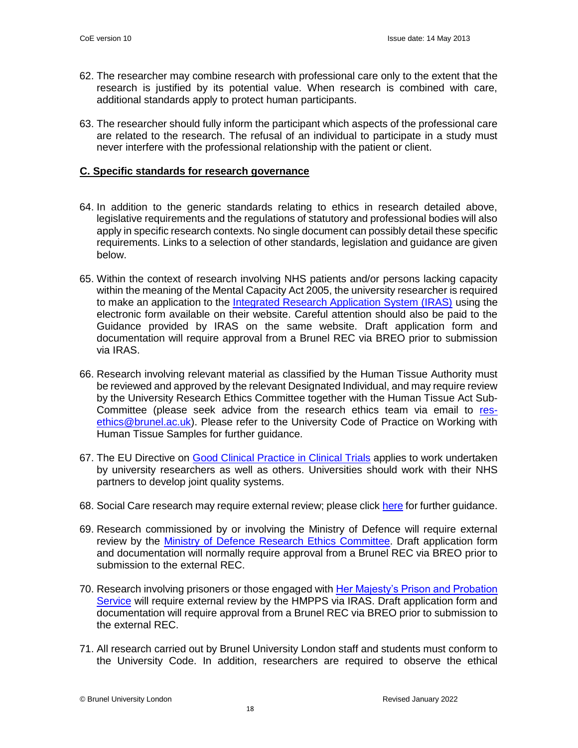62. The researcher may combine research with professional care only to the extent that the research is justified by its potential value. When research is combined with care, additional standards apply to protect human participants.

63. The researcher should fully inform the participant which aspects of the professional care are related to the research. The refusal of an individual to participate in a study must never interfere with the professional relationship with the patient or client.

## C. Specific standards for research governance

64. In addition to the generic standards relating to ethics in research detailed above, legislative requirements and the regulations of statutory and professional bodies will also apply in specific research contexts. No single document can possibly detail these specific requirements. Links to a selection of other standards, legislation and guidance are given below.

65. Within the context of research involving NHS patients and/or persons lacking capacity within the meaning of the Mental Capacity Act 2005, the university researcher is required to make an application to the Integrated Research Application System (IRAS) using the electronic form available on their website. Careful attention should also be paid to the Guidance provided by IRAS on the same website. Draft application form and documentation will require approval from a Brunel REC via BREO prior to submission via IRAS.

66. Research involving relevant material as classified by the Human Tissue Authority must be reviewed and approved by the relevant Designated Individual, and may require review by the University Research Ethics Committee together with the Human Tissue Act Sub-Committee (please seek advice from the research ethics team via email to res-ethics@brunel.ac.uk). Please refer to the University Code of Practice on Working with Human Tissue Samples for further guidance.

67. The EU Directive on Good Clinical Practice in Clinical Trials applies to work undertaken by university researchers as well as others. Universities should work with their NHS partners to develop joint quality systems.

68. Social Care research may require external review; please click here for further guidance.

69. Research commissioned by or involving the Ministry of Defence will require external review by the Ministry of Defence Research Ethics Committee. Draft application form and documentation will normally require approval from a Brunel REC via BREO prior to submission to the external REC.

70. Research involving prisoners or those engaged with Her Majesty's Prison and Probation Service will require external review by the HMPPS via IRAS. Draft application form and documentation will require approval from a Brunel REC via BREO prior to submission to the external REC.

71. All research carried out by Brunel University London staff and students must conform to the University Code. In addition, researchers are required to observe the ethical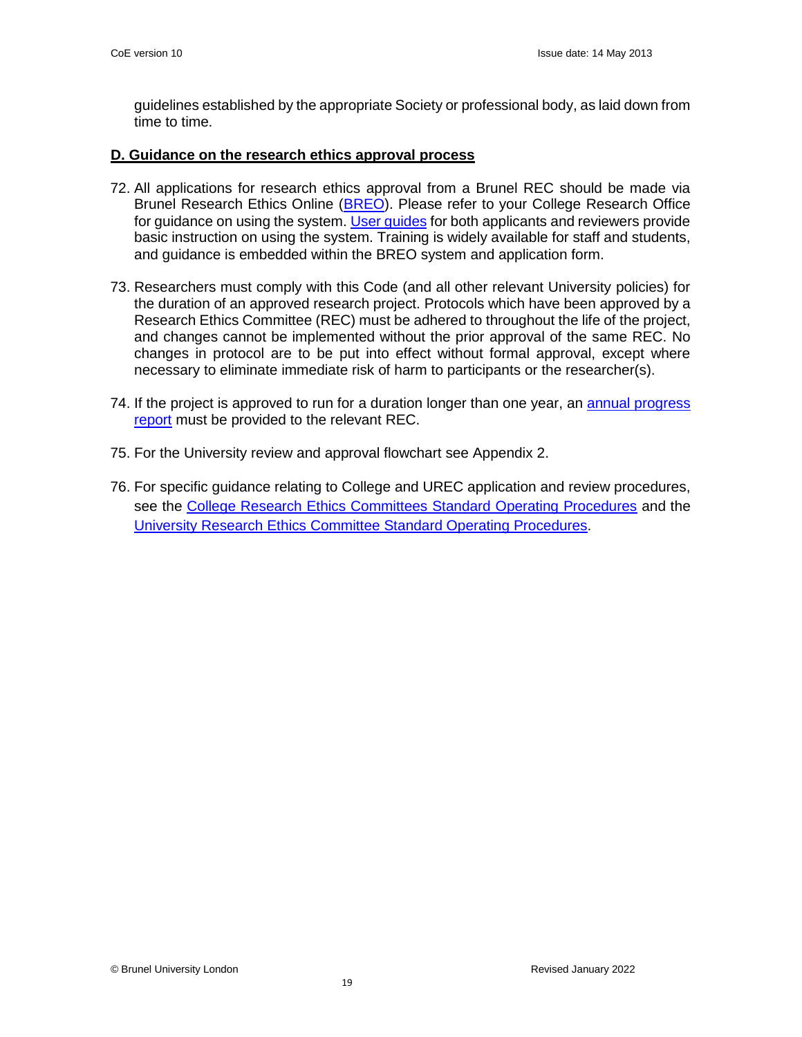guidelines established by the appropriate Society or professional body, as laid down from time to time.

## D. Guidance on the research ethics approval process

72. All applications for research ethics approval from a Brunel REC should be made via Brunel Research Ethics Online (BREO). Please refer to your College Research Office for guidance on using the system. User guides for both applicants and reviewers provide basic instruction on using the system. Training is widely available for staff and students, and guidance is embedded within the BREO system and application form.

73. Researchers must comply with this Code (and all other relevant University policies) for the duration of an approved research project. Protocols which have been approved by a Research Ethics Committee (REC) must be adhered to throughout the life of the project, and changes cannot be implemented without the prior approval of the same REC. No changes in protocol are to be put into effect without formal approval, except where necessary to eliminate immediate risk of harm to participants or the researcher(s).

74. If the project is approved to run for a duration longer than one year, an annual progress report must be provided to the relevant REC.

75. For the University review and approval flowchart see Appendix 2.

76. For specific guidance relating to College and UREC application and review procedures, see the College Research Ethics Committees Standard Operating Procedures and the University Research Ethics Committee Standard Operating Procedures.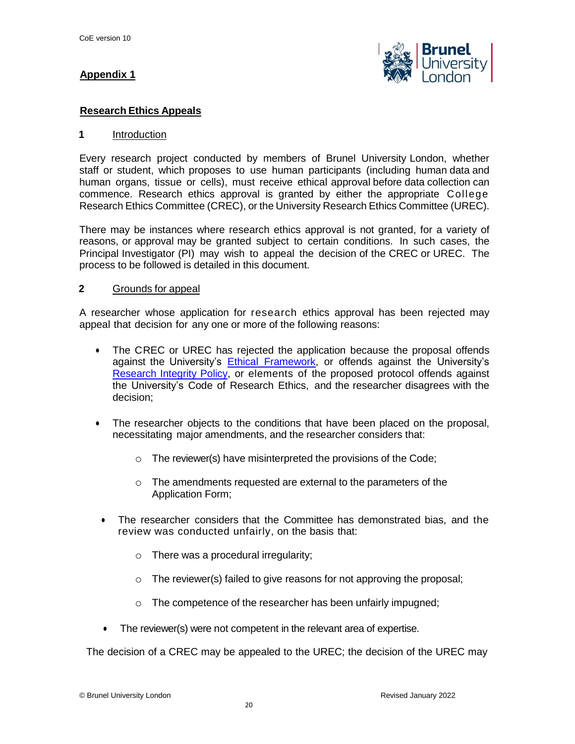## Appendix 1

### Research Ethics Appeals

#### 1 Introduction

Every research project conducted by members of Brunel University London, whether staff or student, which proposes to use human participants (including human data and human organs, tissue or cells), must receive ethical approval before data collection can commence. Research ethics approval is granted by either the appropriate College Research Ethics Committee (CREC), or the University Research Ethics Committee (UREC).

There may be instances where research ethics approval is not granted, for a variety of reasons, or approval may be granted subject to certain conditions. In such cases, the Principal Investigator (PI) may wish to appeal the decision of the CREC or UREC. The process to be followed is detailed in this document.

#### 2 Grounds for appeal

A researcher whose application for research ethics approval has been rejected may appeal that decision for any one or more of the following reasons:

- The CREC or UREC has rejected the application because the proposal offends against the University's Ethical Framework, or offends against the University's Research Integrity Policy, or elements of the proposed protocol offends against the University's Code of Research Ethics, and the researcher disagrees with the decision;
- The researcher objects to the conditions that have been placed on the proposal, necessitating major amendments, and the researcher considers that:
  - The reviewer(s) have misinterpreted the provisions of the Code;
  - The amendments requested are external to the parameters of the Application Form;
- The researcher considers that the Committee has demonstrated bias, and the review was conducted unfairly, on the basis that:
  - There was a procedural irregularity;
  - The reviewer(s) failed to give reasons for not approving the proposal;
  - The competence of the researcher has been unfairly impugned;
- The reviewer(s) were not competent in the relevant area of expertise.

The decision of a CREC may be appealed to the UREC; the decision of the UREC may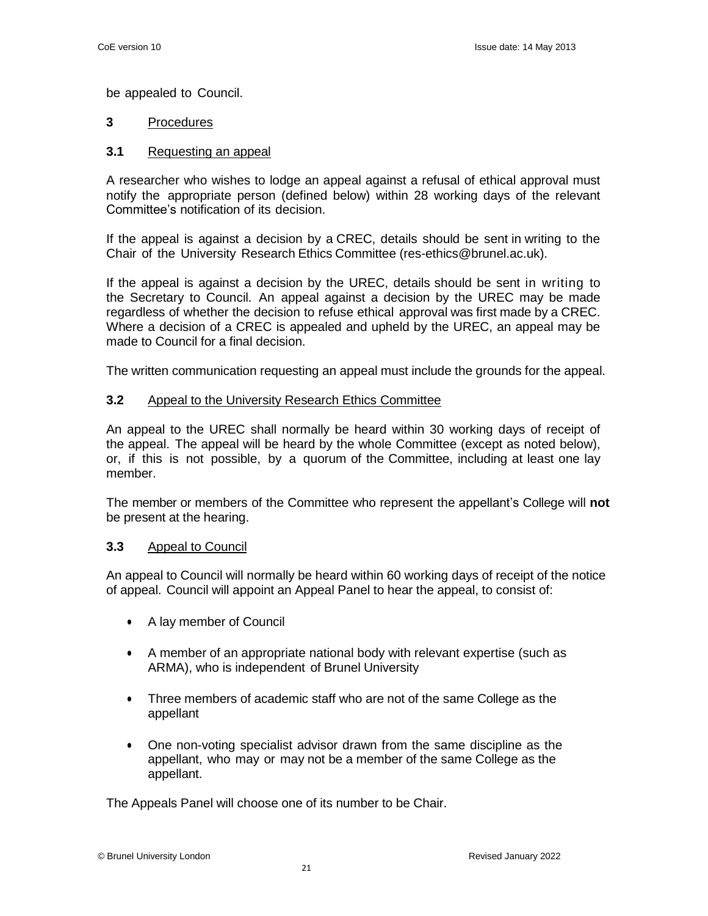be appealed to Council.

## 3 Procedures

### 3.1 Requesting an appeal

A researcher who wishes to lodge an appeal against a refusal of ethical approval must notify the appropriate person (defined below) within 28 working days of the relevant Committee's notification of its decision.

If the appeal is against a decision by a CREC, details should be sent in writing to the Chair of the University Research Ethics Committee (res-ethics@brunel.ac.uk).

If the appeal is against a decision by the UREC, details should be sent in writing to the Secretary to Council. An appeal against a decision by the UREC may be made regardless of whether the decision to refuse ethical approval was first made by a CREC. Where a decision of a CREC is appealed and upheld by the UREC, an appeal may be made to Council for a final decision.

The written communication requesting an appeal must include the grounds for the appeal.

### 3.2 Appeal to the University Research Ethics Committee

An appeal to the UREC shall normally be heard within 30 working days of receipt of the appeal. The appeal will be heard by the whole Committee (except as noted below), or, if this is not possible, by a quorum of the Committee, including at least one lay member.

The member or members of the Committee who represent the appellant's College will **not** be present at the hearing.

### 3.3 Appeal to Council

An appeal to Council will normally be heard within 60 working days of receipt of the notice of appeal. Council will appoint an Appeal Panel to hear the appeal, to consist of:

- A lay member of Council
- A member of an appropriate national body with relevant expertise (such as ARMA), who is independent of Brunel University
- Three members of academic staff who are not of the same College as the appellant
- One non-voting specialist advisor drawn from the same discipline as the appellant, who may or may not be a member of the same College as the appellant.

The Appeals Panel will choose one of its number to be Chair.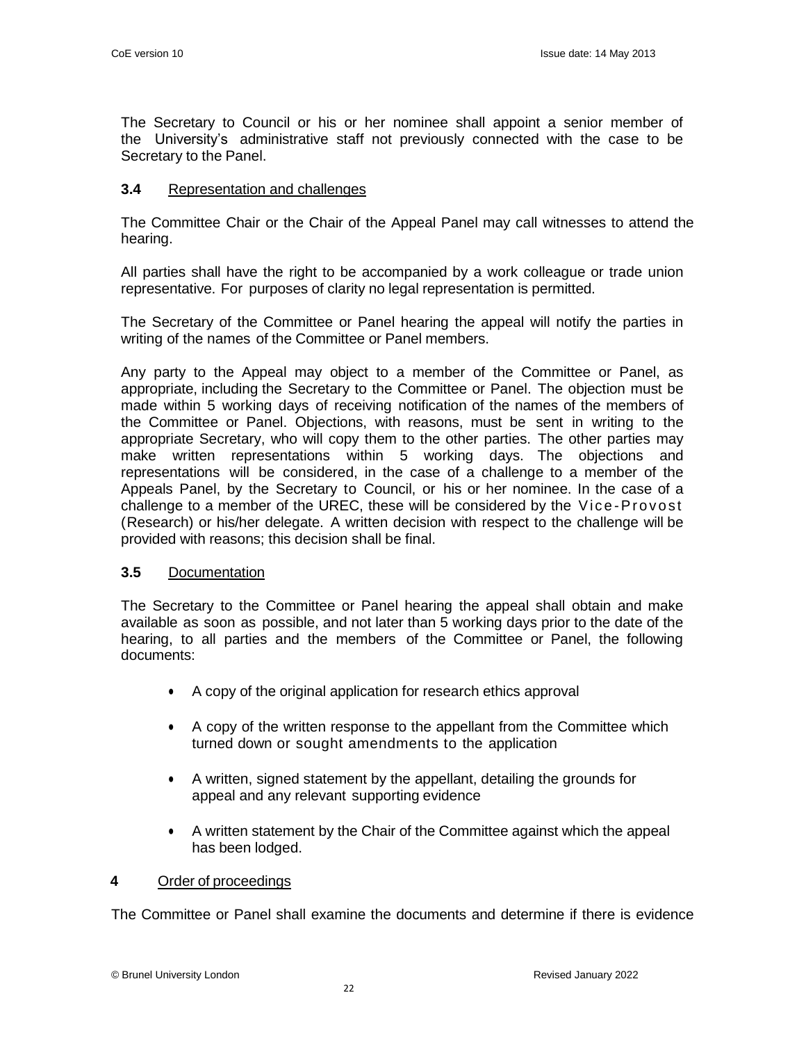The Secretary to Council or his or her nominee shall appoint a senior member of the University's administrative staff not previously connected with the case to be Secretary to the Panel.

### 3.4 Representation and challenges

The Committee Chair or the Chair of the Appeal Panel may call witnesses to attend the hearing.

All parties shall have the right to be accompanied by a work colleague or trade union representative. For purposes of clarity no legal representation is permitted.

The Secretary of the Committee or Panel hearing the appeal will notify the parties in writing of the names of the Committee or Panel members.

Any party to the Appeal may object to a member of the Committee or Panel, as appropriate, including the Secretary to the Committee or Panel. The objection must be made within 5 working days of receiving notification of the names of the members of the Committee or Panel. Objections, with reasons, must be sent in writing to the appropriate Secretary, who will copy them to the other parties. The other parties may make written representations within 5 working days. The objections and representations will be considered, in the case of a challenge to a member of the Appeals Panel, by the Secretary to Council, or his or her nominee. In the case of a challenge to a member of the UREC, these will be considered by the Vice-Provost (Research) or his/her delegate. A written decision with respect to the challenge will be provided with reasons; this decision shall be final.

### 3.5 Documentation

The Secretary to the Committee or Panel hearing the appeal shall obtain and make available as soon as possible, and not later than 5 working days prior to the date of the hearing, to all parties and the members of the Committee or Panel, the following documents:

- A copy of the original application for research ethics approval
- A copy of the written response to the appellant from the Committee which turned down or sought amendments to the application
- A written, signed statement by the appellant, detailing the grounds for appeal and any relevant supporting evidence
- A written statement by the Chair of the Committee against which the appeal has been lodged.

## 4 Order of proceedings

The Committee or Panel shall examine the documents and determine if there is evidence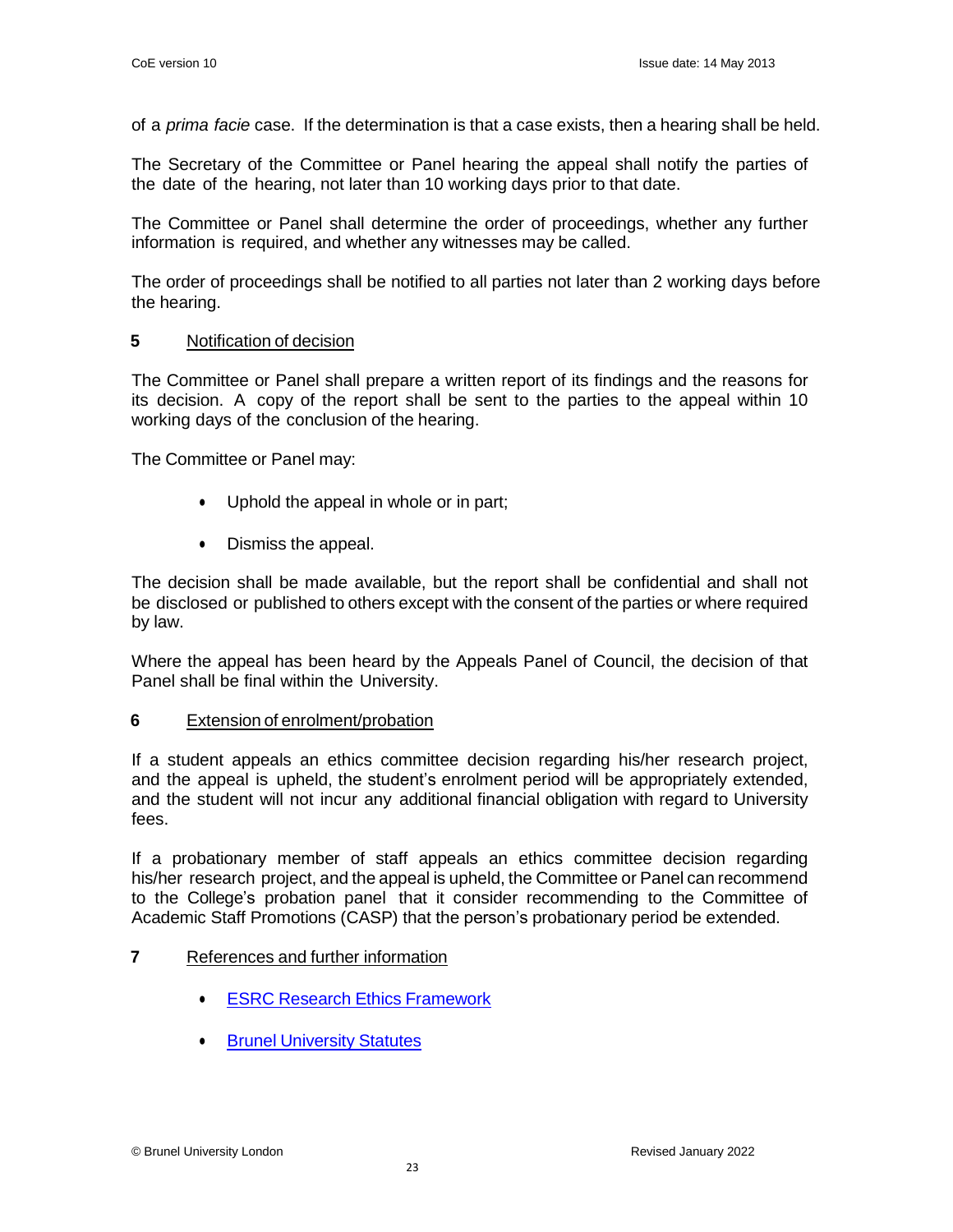of a *prima facie* case. If the determination is that a case exists, then a hearing shall be held.

The Secretary of the Committee or Panel hearing the appeal shall notify the parties of the date of the hearing, not later than 10 working days prior to that date.

The Committee or Panel shall determine the order of proceedings, whether any further information is required, and whether any witnesses may be called.

The order of proceedings shall be notified to all parties not later than 2 working days before the hearing.

## 5 Notification of decision

The Committee or Panel shall prepare a written report of its findings and the reasons for its decision. A copy of the report shall be sent to the parties to the appeal within 10 working days of the conclusion of the hearing.

The Committee or Panel may:

- Uphold the appeal in whole or in part;
- Dismiss the appeal.

The decision shall be made available, but the report shall be confidential and shall not be disclosed or published to others except with the consent of the parties or where required by law.

Where the appeal has been heard by the Appeals Panel of Council, the decision of that Panel shall be final within the University.

## 6 Extension of enrolment/probation

If a student appeals an ethics committee decision regarding his/her research project, and the appeal is upheld, the student's enrolment period will be appropriately extended, and the student will not incur any additional financial obligation with regard to University fees.

If a probationary member of staff appeals an ethics committee decision regarding his/her research project, and the appeal is upheld, the Committee or Panel can recommend to the College's probation panel that it consider recommending to the Committee of Academic Staff Promotions (CASP) that the person's probationary period be extended.

## 7 References and further information

- ESRC Research Ethics Framework
- Brunel University Statutes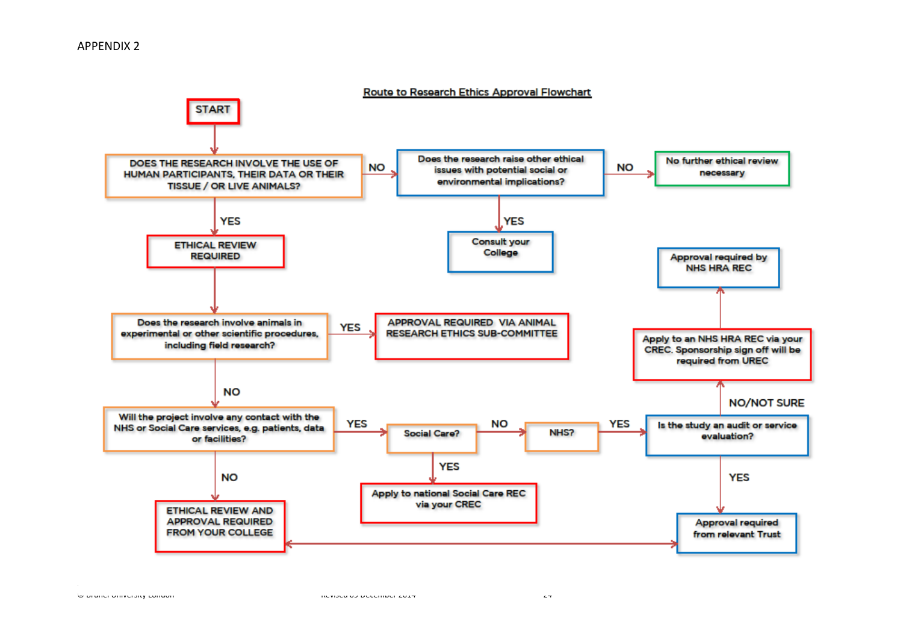APPENDIX 2

## Route to Research Ethics Approval Flowchart

START

DOES THE RESEARCH INVOLVE THE USE OF HUMAN PARTICIPANTS, THEIR DATA OR THEIR TISSUE / OR LIVE ANIMALS?

NO

Does the research raise other ethical issues with potential social or environmental implications?

NO

No further ethical review necessary

YES

Consult your College

YES

ETHICAL REVIEW REQUIRED

Does the research involve animals in experimental or other scientific procedures, including field research?

YES

APPROVAL REQUIRED VIA ANIMAL RESEARCH ETHICS SUB-COMMITTEE

NO

Will the project involve any contact with the NHS or Social Care services, e.g. patients, data or facilities?

YES

Social Care?

YES

Apply to national Social Care REC via your CREC

NO

NHS?

YES

Is the study an audit or service evaluation?

NO/NOT SURE

Apply to an NHS HRA REC via your CREC. Sponsorship sign off will be required from UREC

Approval required by NHS HRA REC

YES

Approval required from relevant Trust

NO

ETHICAL REVIEW AND APPROVAL REQUIRED FROM YOUR COLLEGE